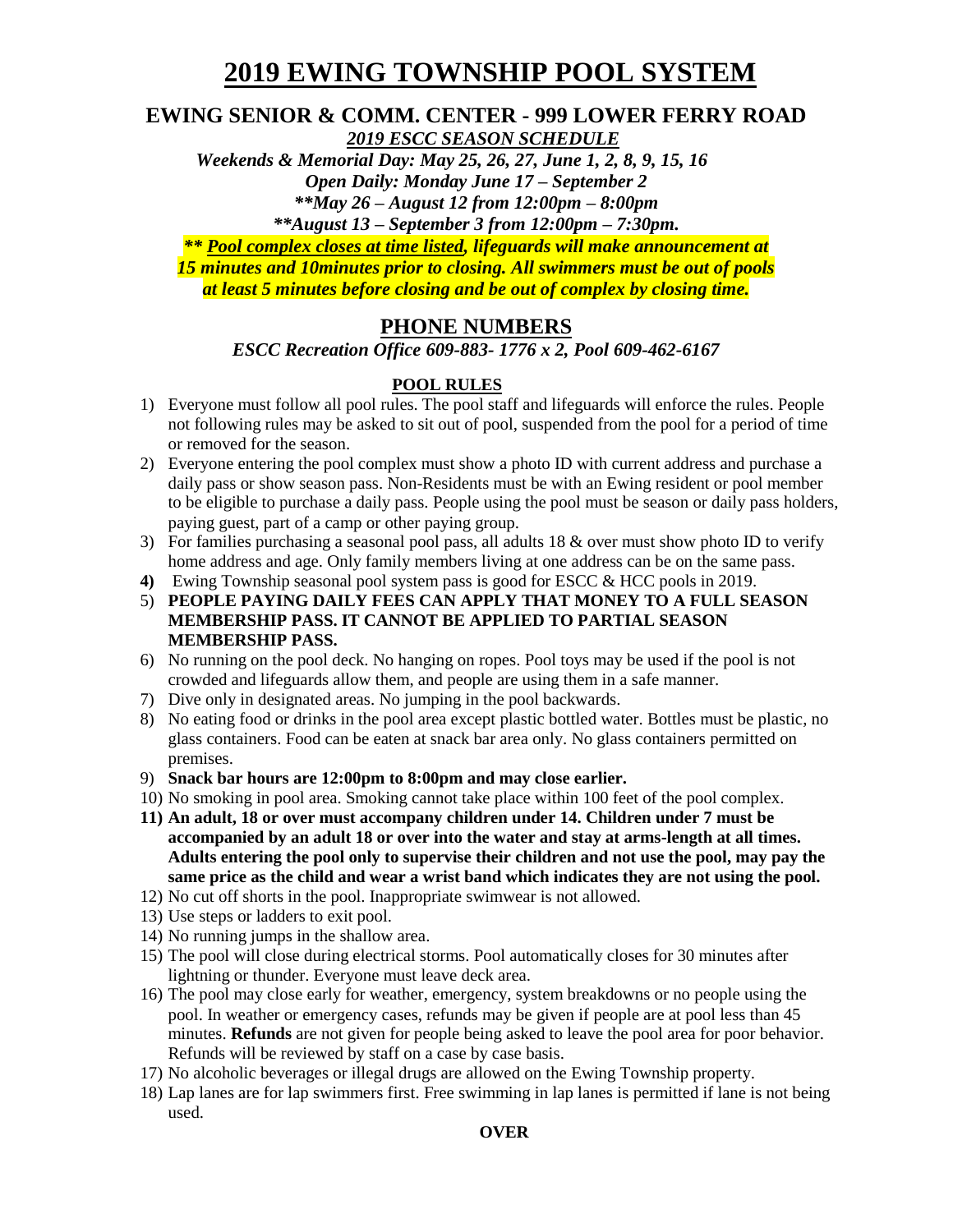# 2019 EWING TOWNSHIP POOL SYSTEM

## EWING SENIOR & COMM. CENTER - 999 LOWER FERRY ROAD

***2019 ESCC SEASON SCHEDULE***

***Weekends & Memorial Day: May 25, 26, 27, June 1, 2, 8, 9, 15, 16***

***Open Daily: Monday June 17 – September 2***

***\*\*May 26 – August 12 from 12:00pm – 8:00pm***

***\*\*August 13 – September 3 from 12:00pm – 7:30pm.***

***\*\* Pool complex closes at time listed, lifeguards will make announcement at 15 minutes and 10minutes prior to closing. All swimmers must be out of pools at least 5 minutes before closing and be out of complex by closing time.***

## PHONE NUMBERS

*ESCC Recreation Office 609-883- 1776 x 2, Pool 609-462-6167*

### POOL RULES

1) Everyone must follow all pool rules. The pool staff and lifeguards will enforce the rules. People not following rules may be asked to sit out of pool, suspended from the pool for a period of time or removed for the season.
2) Everyone entering the pool complex must show a photo ID with current address and purchase a daily pass or show season pass. Non-Residents must be with an Ewing resident or pool member to be eligible to purchase a daily pass. People using the pool must be season or daily pass holders, paying guest, part of a camp or other paying group.
3) For families purchasing a seasonal pool pass, all adults 18 & over must show photo ID to verify home address and age. Only family members living at one address can be on the same pass.
4) Ewing Township seasonal pool system pass is good for ESCC & HCC pools in 2019.
5) **PEOPLE PAYING DAILY FEES CAN APPLY THAT MONEY TO A FULL SEASON MEMBERSHIP PASS. IT CANNOT BE APPLIED TO PARTIAL SEASON MEMBERSHIP PASS.**
6) No running on the pool deck. No hanging on ropes. Pool toys may be used if the pool is not crowded and lifeguards allow them, and people are using them in a safe manner.
7) Dive only in designated areas. No jumping in the pool backwards.
8) No eating food or drinks in the pool area except plastic bottled water. Bottles must be plastic, no glass containers. Food can be eaten at snack bar area only. No glass containers permitted on premises.
9) **Snack bar hours are 12:00pm to 8:00pm and may close earlier.**
10) No smoking in pool area. Smoking cannot take place within 100 feet of the pool complex.
11) **An adult, 18 or over must accompany children under 14. Children under 7 must be accompanied by an adult 18 or over into the water and stay at arms-length at all times. Adults entering the pool only to supervise their children and not use the pool, may pay the same price as the child and wear a wrist band which indicates they are not using the pool.**
12) No cut off shorts in the pool. Inappropriate swimwear is not allowed.
13) Use steps or ladders to exit pool.
14) No running jumps in the shallow area.
15) The pool will close during electrical storms. Pool automatically closes for 30 minutes after lightning or thunder. Everyone must leave deck area.
16) The pool may close early for weather, emergency, system breakdowns or no people using the pool. In weather or emergency cases, refunds may be given if people are at pool less than 45 minutes. **Refunds** are not given for people being asked to leave the pool area for poor behavior. Refunds will be reviewed by staff on a case by case basis.
17) No alcoholic beverages or illegal drugs are allowed on the Ewing Township property.
18) Lap lanes are for lap swimmers first. Free swimming in lap lanes is permitted if lane is not being used.

**OVER**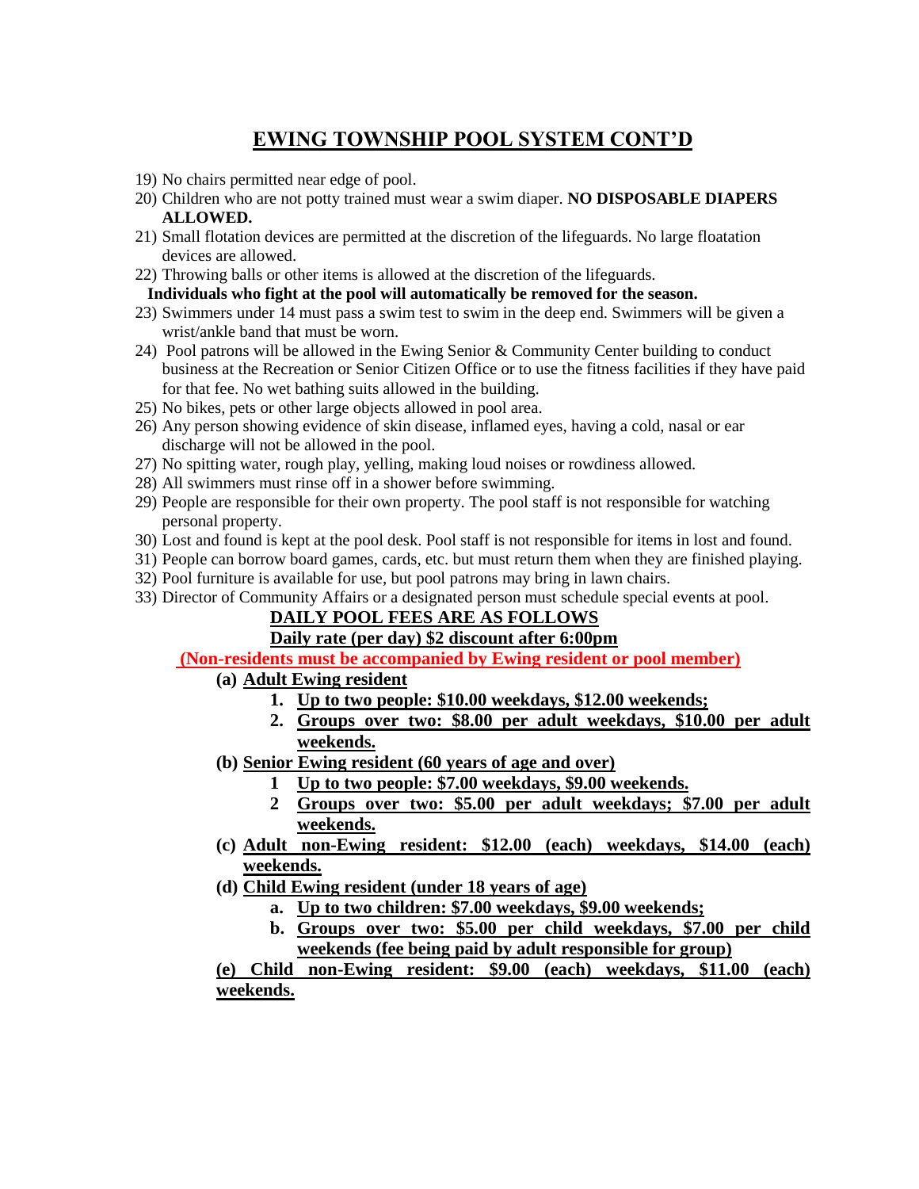# EWING TOWNSHIP POOL SYSTEM CONT'D

19) No chairs permitted near edge of pool.
20) Children who are not potty trained must wear a swim diaper. **NO DISPOSABLE DIAPERS ALLOWED.**
21) Small flotation devices are permitted at the discretion of the lifeguards. No large floatation devices are allowed.
22) Throwing balls or other items is allowed at the discretion of the lifeguards.

**Individuals who fight at the pool will automatically be removed for the season.**

23) Swimmers under 14 must pass a swim test to swim in the deep end. Swimmers will be given a wrist/ankle band that must be worn.
24) Pool patrons will be allowed in the Ewing Senior & Community Center building to conduct business at the Recreation or Senior Citizen Office or to use the fitness facilities if they have paid for that fee. No wet bathing suits allowed in the building.
25) No bikes, pets or other large objects allowed in pool area.
26) Any person showing evidence of skin disease, inflamed eyes, having a cold, nasal or ear discharge will not be allowed in the pool.
27) No spitting water, rough play, yelling, making loud noises or rowdiness allowed.
28) All swimmers must rinse off in a shower before swimming.
29) People are responsible for their own property. The pool staff is not responsible for watching personal property.
30) Lost and found is kept at the pool desk. Pool staff is not responsible for items in lost and found.
31) People can borrow board games, cards, etc. but must return them when they are finished playing.
32) Pool furniture is available for use, but pool patrons may bring in lawn chairs.
33) Director of Community Affairs or a designated person must schedule special events at pool.

**DAILY POOL FEES ARE AS FOLLOWS**

**Daily rate (per day) $2 discount after 6:00pm**

**(Non-residents must be accompanied by Ewing resident or pool member)**

- **(a) Adult Ewing resident**
  1. **Up to two people: $10.00 weekdays, $12.00 weekends;**
  2. **Groups over two: $8.00 per adult weekdays, $10.00 per adult weekends.**
- **(b) Senior Ewing resident (60 years of age and over)**
  1. **Up to two people: $7.00 weekdays, $9.00 weekends.**
  2. **Groups over two: $5.00 per adult weekdays; $7.00 per adult weekends.**
- **(c) Adult non-Ewing resident: $12.00 (each) weekdays, $14.00 (each) weekends.**
- **(d) Child Ewing resident (under 18 years of age)**
  - a. **Up to two children: $7.00 weekdays, $9.00 weekends;**
  - b. **Groups over two: $5.00 per child weekdays, $7.00 per child weekends (fee being paid by adult responsible for group)**
- **(e) Child non-Ewing resident: $9.00 (each) weekdays, $11.00 (each) weekends.**